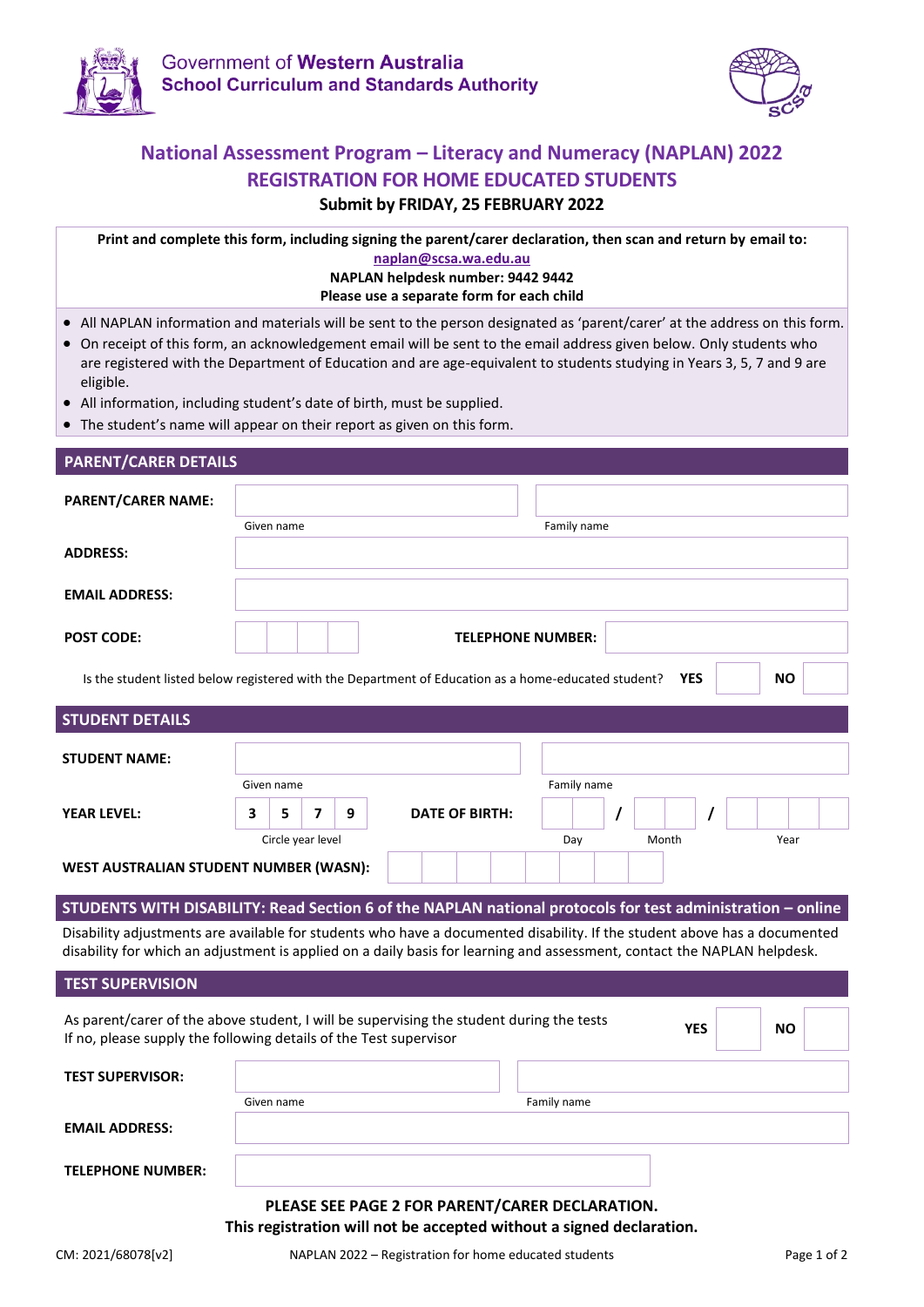Government of **Western Australia**
School Curriculum and Standards Authority

# National Assessment Program – Literacy and Numeracy (NAPLAN) 2022
## REGISTRATION FOR HOME EDUCATED STUDENTS

**Submit by FRIDAY, 25 FEBRUARY 2022**

**Print and complete this form, including signing the parent/carer declaration, then scan and return by email to:**
**naplan@scsa.wa.edu.au**
**NAPLAN helpdesk number: 9442 9442**
**Please use a separate form for each child**

- All NAPLAN information and materials will be sent to the person designated as 'parent/carer' at the address on this form.
- On receipt of this form, an acknowledgement email will be sent to the email address given below. Only students who are registered with the Department of Education and are age-equivalent to students studying in Years 3, 5, 7 and 9 are eligible.
- All information, including student's date of birth, must be supplied.
- The student's name will appear on their report as given on this form.

## PARENT/CARER DETAILS

**PARENT/CARER NAME:** ______________ ______________
Given name | Family name

**ADDRESS:** ______________

**EMAIL ADDRESS:** ______________

**POST CODE:** ☐☐☐☐ **TELEPHONE NUMBER:** ______________

Is the student listed below registered with the Department of Education as a home-educated student? **YES** ☐ **NO** ☐

## STUDENT DETAILS

**STUDENT NAME:** ______________ ______________
Given name | Family name

**YEAR LEVEL:** 3 5 7 9 (Circle year level)

**DATE OF BIRTH:** ☐☐ / ☐☐ / ☐☐☐☐
Day | Month | Year

**WEST AUSTRALIAN STUDENT NUMBER (WASN):** ☐☐☐☐☐☐☐☐

## STUDENTS WITH DISABILITY: Read Section 6 of the NAPLAN national protocols for test administration – online

Disability adjustments are available for students who have a documented disability. If the student above has a documented disability for which an adjustment is applied on a daily basis for learning and assessment, contact the NAPLAN helpdesk.

## TEST SUPERVISION

As parent/carer of the above student, I will be supervising the student during the tests **YES** ☐ **NO** ☐
If no, please supply the following details of the Test supervisor

**TEST SUPERVISOR:** ______________ ______________
Given name | Family name

**EMAIL ADDRESS:** ______________

**TELEPHONE NUMBER:** ______________

**PLEASE SEE PAGE 2 FOR PARENT/CARER DECLARATION.**
**This registration will not be accepted without a signed declaration.**

CM: 2021/68078[v2]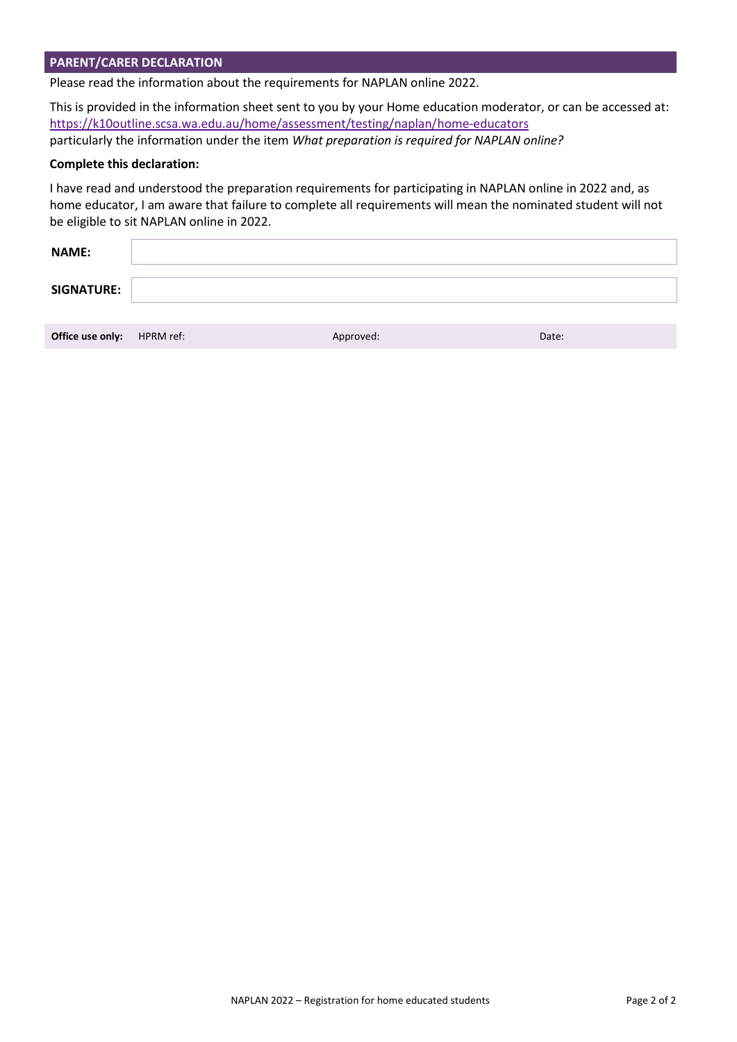## PARENT/CARER DECLARATION

Please read the information about the requirements for NAPLAN online 2022.

This is provided in the information sheet sent to you by your Home education moderator, or can be accessed at: https://k10outline.scsa.wa.edu.au/home/assessment/testing/naplan/home-educators
particularly the information under the item *What preparation is required for NAPLAN online?*

**Complete this declaration:**

I have read and understood the preparation requirements for participating in NAPLAN online in 2022 and, as home educator, I am aware that failure to complete all requirements will mean the nominated student will not be eligible to sit NAPLAN online in 2022.

| | |
|---|---|
| **NAME:** | |
| **SIGNATURE:** | |

| | | | |
|---|---|---|---|
| **Office use only:** | HPRM ref: | Approved: | Date: |